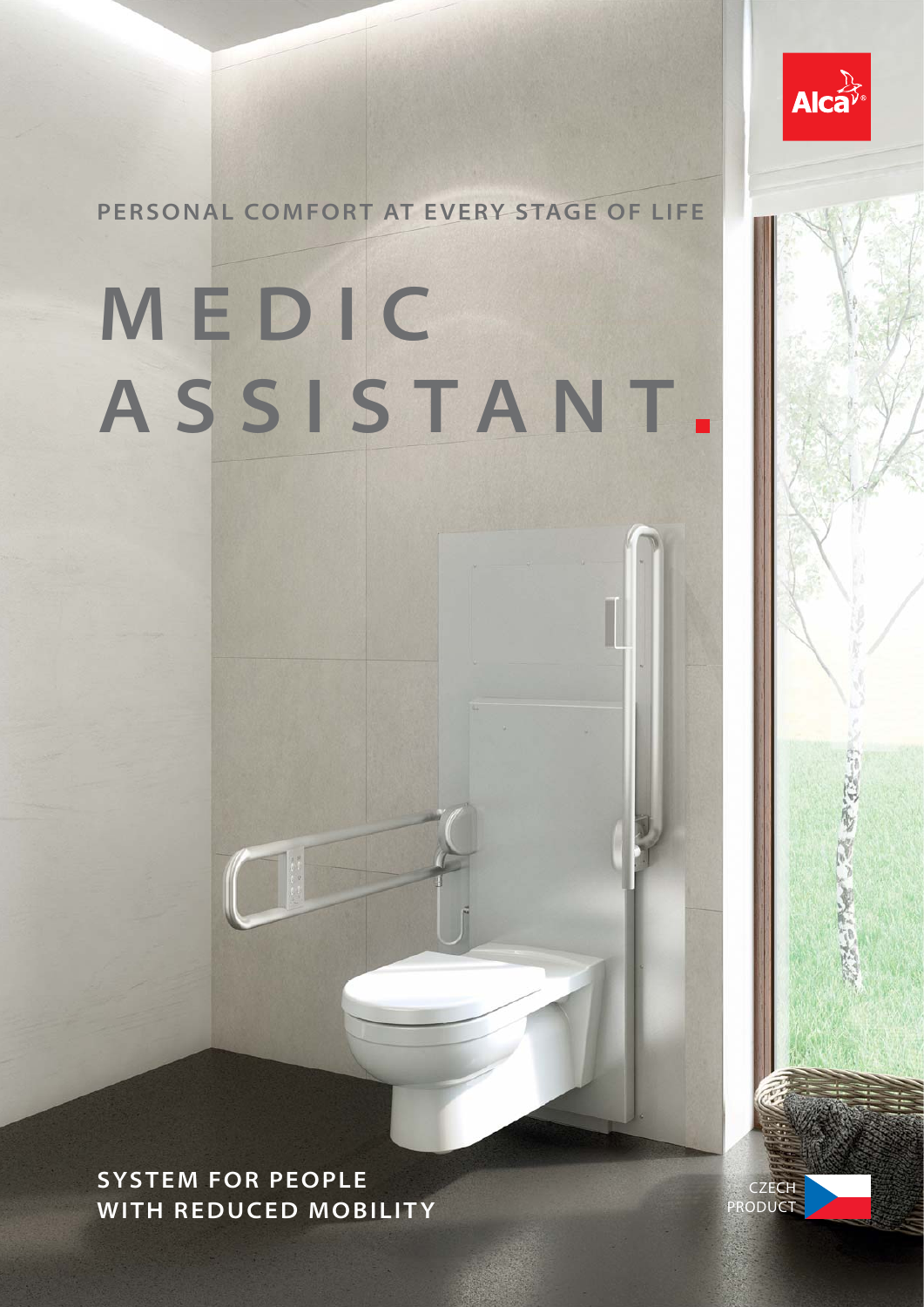Alca

PERSONAL COMFORT AT EVERY STAGE OF LIFE

# MEDIC ASSISTANT.

SYSTEM FOR PEOPLE WITH REDUCED MOBILITY

CZECH PRODUCT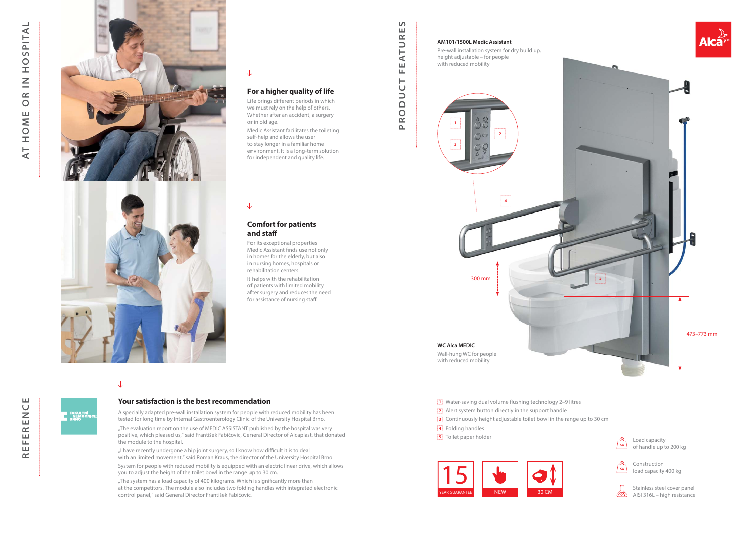# AT HOME OR IN HOSPITAL

## For a higher quality of life

Life brings different periods in which we must rely on the help of others. Whether after an accident, a surgery or in old age.

Medic Assistant facilitates the toileting self-help and allows the user to stay longer in a familiar home environment. It is a long-term solution for independent and quality life.

## Comfort for patients and staff

For its exceptional properties Medic Assistant finds use not only in homes for the elderly, but also in nursing homes, hospitals or rehabilitation centers.

It helps with the rehabilitation of patients with limited mobility after surgery and reduces the need for assistance of nursing staff.

# PRODUCT FEATURES

**AM101/1500L Medic Assistant**

Pre-wall installation system for dry build up, height adjustable – for people with reduced mobility

300 mm

473–773 mm

**WC Alca MEDIC**

Wall-hung WC for people with reduced mobility

1. Water-saving dual volume flushing technology 2–9 litres
2. Alert system button directly in the support handle
3. Continuously height adjustable toilet bowl in the range up to 30 cm
4. Folding handles
5. Toilet paper holder

15 YEAR GUARANTEE | NEW | 30 CM

Load capacity of handle up to 200 kg

Construction load capacity 400 kg

Stainless steel cover panel AISI 316L – high resistance

# REFERENCE

FAKULTNÍ NEMOCNICE BRNO

## Your satisfaction is the best recommendation

A specially adapted pre-wall installation system for people with reduced mobility has been tested for long time by Internal Gastroenterology Clinic of the University Hospital Brno.

„The evaluation report on the use of MEDIC ASSISTANT published by the hospital was very positive, which pleased us," said František Fabičovic, General Director of Alcaplast, that donated the module to the hospital.

„I have recently undergone a hip joint surgery, so I know how difficult it is to deal with an limited movement," said Roman Kraus, the director of the University Hospital Brno.

System for people with reduced mobility is equipped with an electric linear drive, which allows you to adjust the height of the toilet bowl in the range up to 30 cm.

„The system has a load capacity of 400 kilograms. Which is significantly more than at the competitors. The module also includes two folding handles with integrated electronic control panel," said General Director František Fabičovic.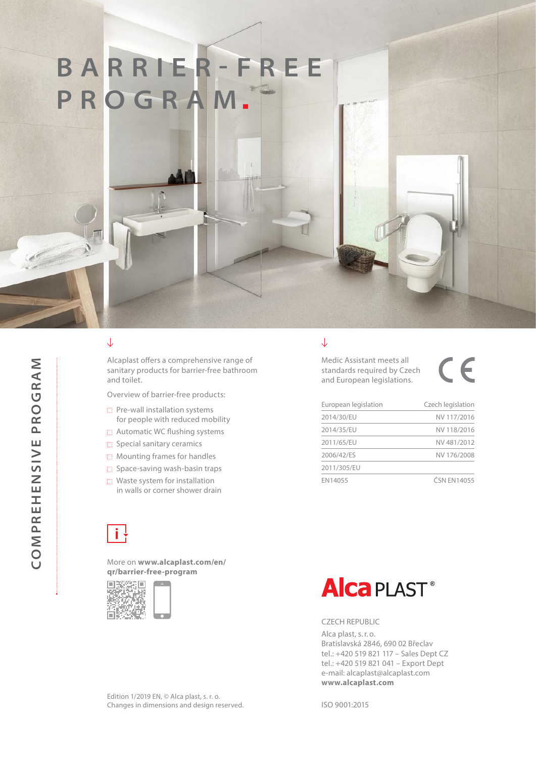# BARRIER-FREE PROGRAM.

COMPREHENSIVE PROGRAM

Alcaplast offers a comprehensive range of sanitary products for barrier-free bathroom and toilet.

Overview of barrier-free products:

- Pre-wall installation systems for people with reduced mobility
- Automatic WC flushing systems
- Special sanitary ceramics
- Mounting frames for handles
- Space-saving wash-basin traps
- Waste system for installation in walls or corner shower drain

More on **www.alcaplast.com/en/qr/barrier-free-program**

Medic Assistant meets all standards required by Czech and European legislations.

CE

| European legislation | Czech legislation |
|---|---|
| 2014/30/EU | NV 117/2016 |
| 2014/35/EU | NV 118/2016 |
| 2011/65/EU | NV 481/2012 |
| 2006/42/ES | NV 176/2008 |
| 2011/305/EU | |
| EN14055 | ČSN EN14055 |

Alca PLAST®

CZECH REPUBLIC

Alca plast, s. r. o.
Bratislavská 2846, 690 02 Břeclav
tel.: +420 519 821 117 – Sales Dept CZ
tel.: +420 519 821 041 – Export Dept
e-mail: alcaplast@alcaplast.com
**www.alcaplast.com**

Edition 1/2019 EN, © Alca plast, s. r. o.
Changes in dimensions and design reserved.

ISO 9001:2015